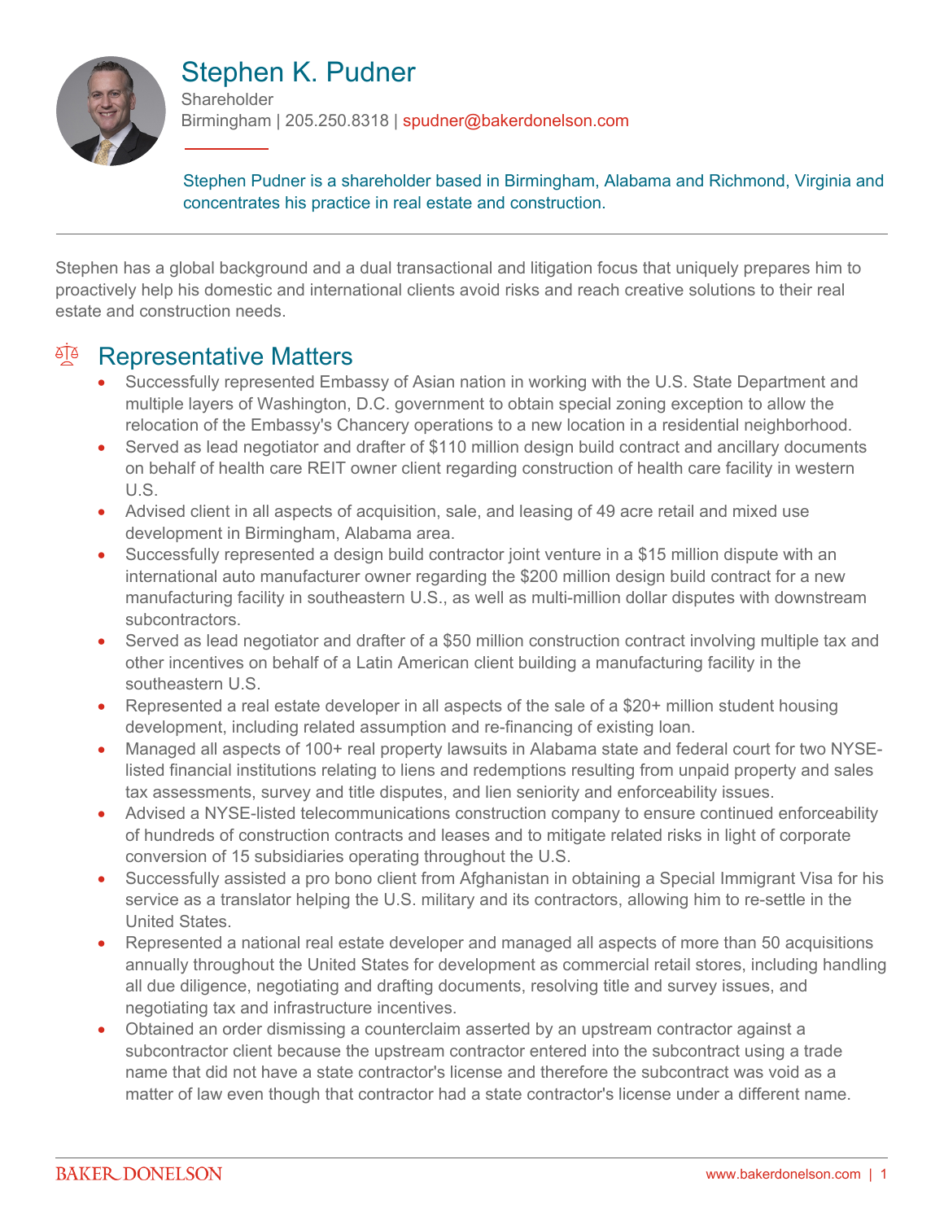# Stephen K. Pudner

Shareholder

Birmingham | 205.250.8318 | spudner@bakerdonelson.com

Stephen Pudner is a shareholder based in Birmingham, Alabama and Richmond, Virginia and concentrates his practice in real estate and construction.

Stephen has a global background and a dual transactional and litigation focus that uniquely prepares him to proactively help his domestic and international clients avoid risks and reach creative solutions to their real estate and construction needs.

## Representative Matters

- Successfully represented Embassy of Asian nation in working with the U.S. State Department and multiple layers of Washington, D.C. government to obtain special zoning exception to allow the relocation of the Embassy's Chancery operations to a new location in a residential neighborhood.
- Served as lead negotiator and drafter of $110 million design build contract and ancillary documents on behalf of health care REIT owner client regarding construction of health care facility in western U.S.
- Advised client in all aspects of acquisition, sale, and leasing of 49 acre retail and mixed use development in Birmingham, Alabama area.
- Successfully represented a design build contractor joint venture in a $15 million dispute with an international auto manufacturer owner regarding the $200 million design build contract for a new manufacturing facility in southeastern U.S., as well as multi-million dollar disputes with downstream subcontractors.
- Served as lead negotiator and drafter of a $50 million construction contract involving multiple tax and other incentives on behalf of a Latin American client building a manufacturing facility in the southeastern U.S.
- Represented a real estate developer in all aspects of the sale of a $20+ million student housing development, including related assumption and re-financing of existing loan.
- Managed all aspects of 100+ real property lawsuits in Alabama state and federal court for two NYSE-listed financial institutions relating to liens and redemptions resulting from unpaid property and sales tax assessments, survey and title disputes, and lien seniority and enforceability issues.
- Advised a NYSE-listed telecommunications construction company to ensure continued enforceability of hundreds of construction contracts and leases and to mitigate related risks in light of corporate conversion of 15 subsidiaries operating throughout the U.S.
- Successfully assisted a pro bono client from Afghanistan in obtaining a Special Immigrant Visa for his service as a translator helping the U.S. military and its contractors, allowing him to re-settle in the United States.
- Represented a national real estate developer and managed all aspects of more than 50 acquisitions annually throughout the United States for development as commercial retail stores, including handling all due diligence, negotiating and drafting documents, resolving title and survey issues, and negotiating tax and infrastructure incentives.
- Obtained an order dismissing a counterclaim asserted by an upstream contractor against a subcontractor client because the upstream contractor entered into the subcontract using a trade name that did not have a state contractor's license and therefore the subcontract was void as a matter of law even though that contractor had a state contractor's license under a different name.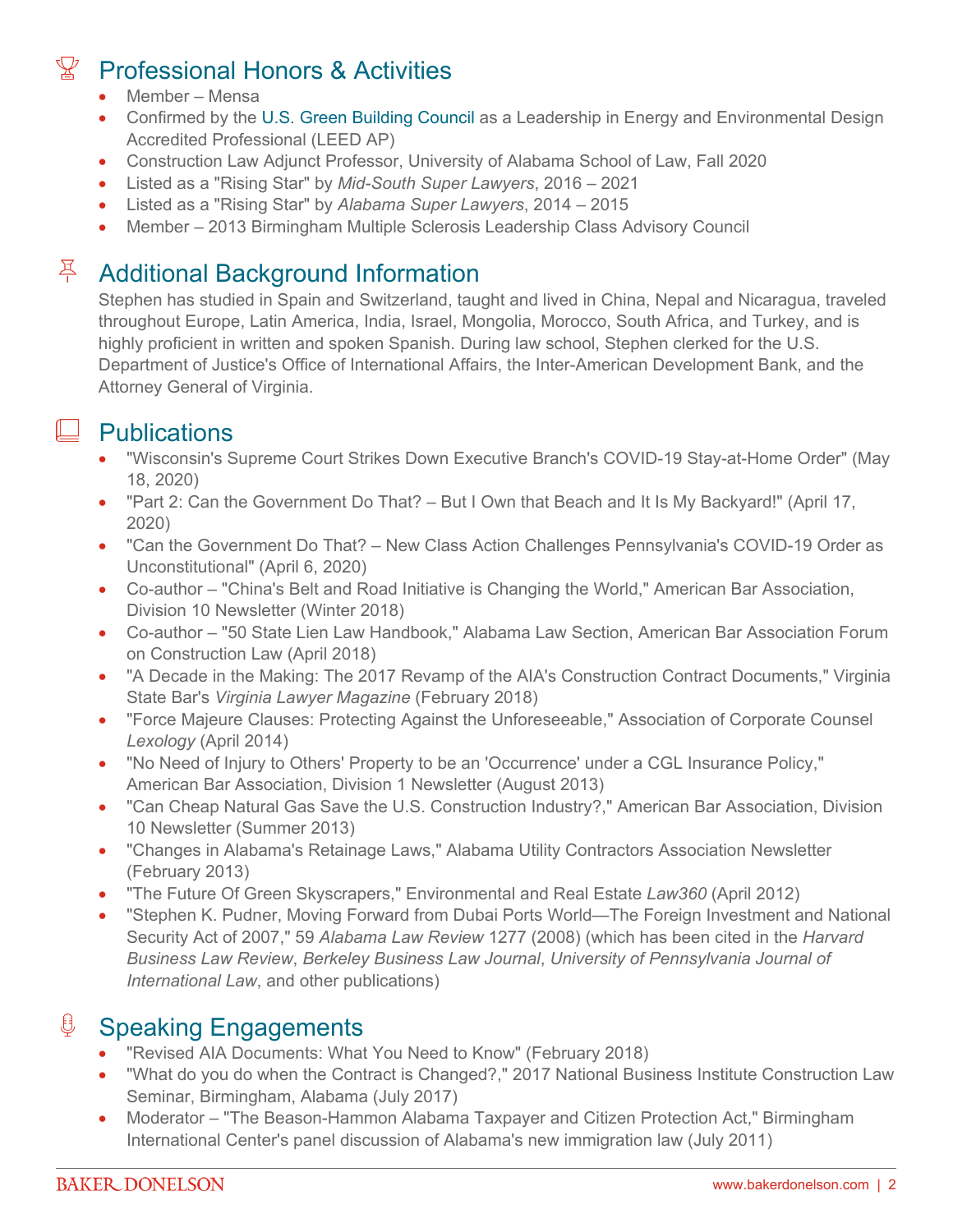## Professional Honors & Activities

- Member – Mensa
- Confirmed by the U.S. Green Building Council as a Leadership in Energy and Environmental Design Accredited Professional (LEED AP)
- Construction Law Adjunct Professor, University of Alabama School of Law, Fall 2020
- Listed as a "Rising Star" by *Mid-South Super Lawyers*, 2016 – 2021
- Listed as a "Rising Star" by *Alabama Super Lawyers*, 2014 – 2015
- Member – 2013 Birmingham Multiple Sclerosis Leadership Class Advisory Council

## Additional Background Information

Stephen has studied in Spain and Switzerland, taught and lived in China, Nepal and Nicaragua, traveled throughout Europe, Latin America, India, Israel, Mongolia, Morocco, South Africa, and Turkey, and is highly proficient in written and spoken Spanish. During law school, Stephen clerked for the U.S. Department of Justice's Office of International Affairs, the Inter-American Development Bank, and the Attorney General of Virginia.

## Publications

- "Wisconsin's Supreme Court Strikes Down Executive Branch's COVID-19 Stay-at-Home Order" (May 18, 2020)
- "Part 2: Can the Government Do That? – But I Own that Beach and It Is My Backyard!" (April 17, 2020)
- "Can the Government Do That? – New Class Action Challenges Pennsylvania's COVID-19 Order as Unconstitutional" (April 6, 2020)
- Co-author – "China's Belt and Road Initiative is Changing the World," American Bar Association, Division 10 Newsletter (Winter 2018)
- Co-author – "50 State Lien Law Handbook," Alabama Law Section, American Bar Association Forum on Construction Law (April 2018)
- "A Decade in the Making: The 2017 Revamp of the AIA's Construction Contract Documents," Virginia State Bar's *Virginia Lawyer Magazine* (February 2018)
- "Force Majeure Clauses: Protecting Against the Unforeseeable," Association of Corporate Counsel *Lexology* (April 2014)
- "No Need of Injury to Others' Property to be an 'Occurrence' under a CGL Insurance Policy," American Bar Association, Division 1 Newsletter (August 2013)
- "Can Cheap Natural Gas Save the U.S. Construction Industry?," American Bar Association, Division 10 Newsletter (Summer 2013)
- "Changes in Alabama's Retainage Laws," Alabama Utility Contractors Association Newsletter (February 2013)
- "The Future Of Green Skyscrapers," Environmental and Real Estate *Law360* (April 2012)
- "Stephen K. Pudner, Moving Forward from Dubai Ports World—The Foreign Investment and National Security Act of 2007," 59 *Alabama Law Review* 1277 (2008) (which has been cited in the *Harvard Business Law Review*, *Berkeley Business Law Journal*, *University of Pennsylvania Journal of International Law*, and other publications)

## Speaking Engagements

- "Revised AIA Documents: What You Need to Know" (February 2018)
- "What do you do when the Contract is Changed?," 2017 National Business Institute Construction Law Seminar, Birmingham, Alabama (July 2017)
- Moderator – "The Beason-Hammon Alabama Taxpayer and Citizen Protection Act," Birmingham International Center's panel discussion of Alabama's new immigration law (July 2011)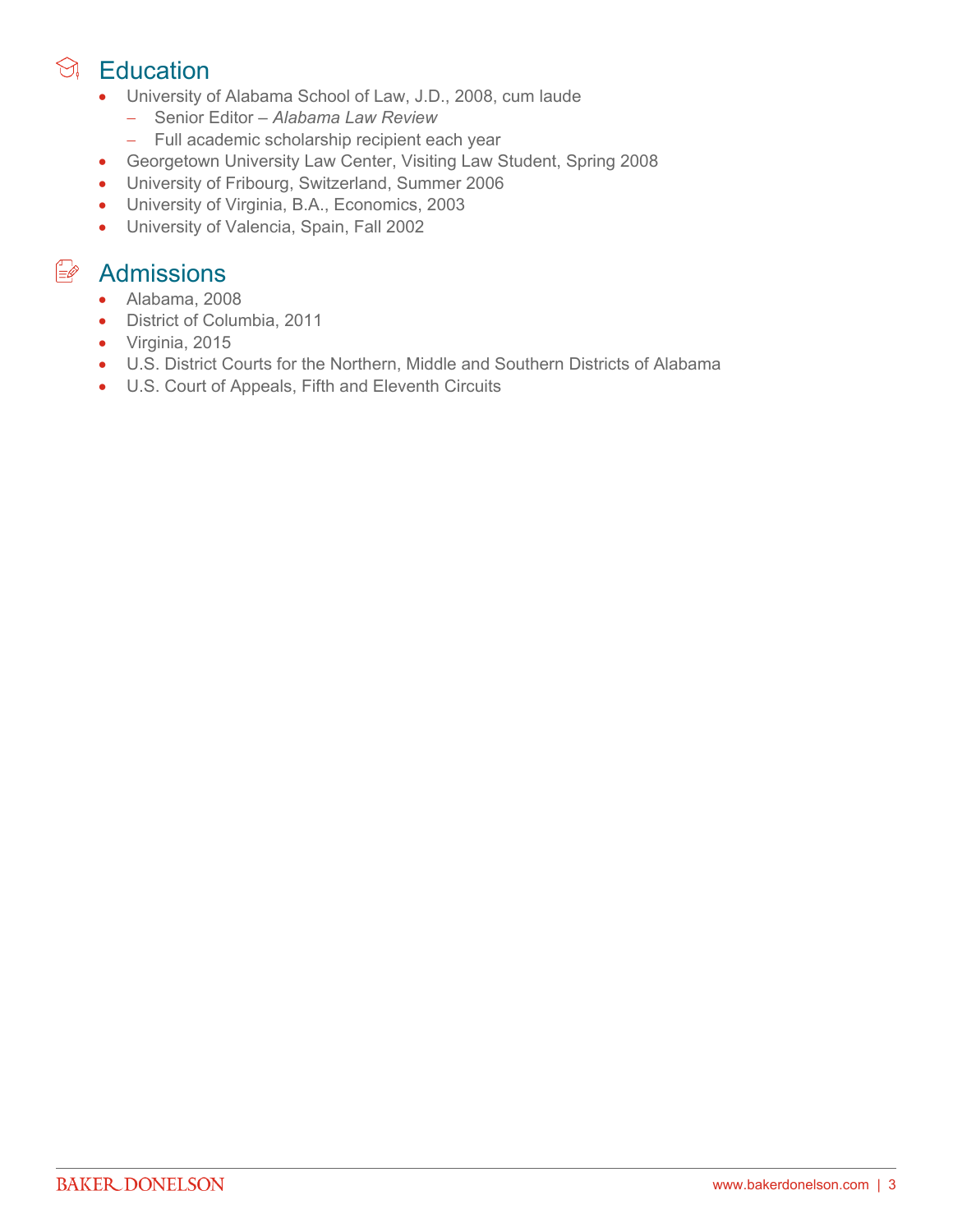## Education

- University of Alabama School of Law, J.D., 2008, cum laude
  - Senior Editor – *Alabama Law Review*
  - Full academic scholarship recipient each year
- Georgetown University Law Center, Visiting Law Student, Spring 2008
- University of Fribourg, Switzerland, Summer 2006
- University of Virginia, B.A., Economics, 2003
- University of Valencia, Spain, Fall 2002

## Admissions

- Alabama, 2008
- District of Columbia, 2011
- Virginia, 2015
- U.S. District Courts for the Northern, Middle and Southern Districts of Alabama
- U.S. Court of Appeals, Fifth and Eleventh Circuits